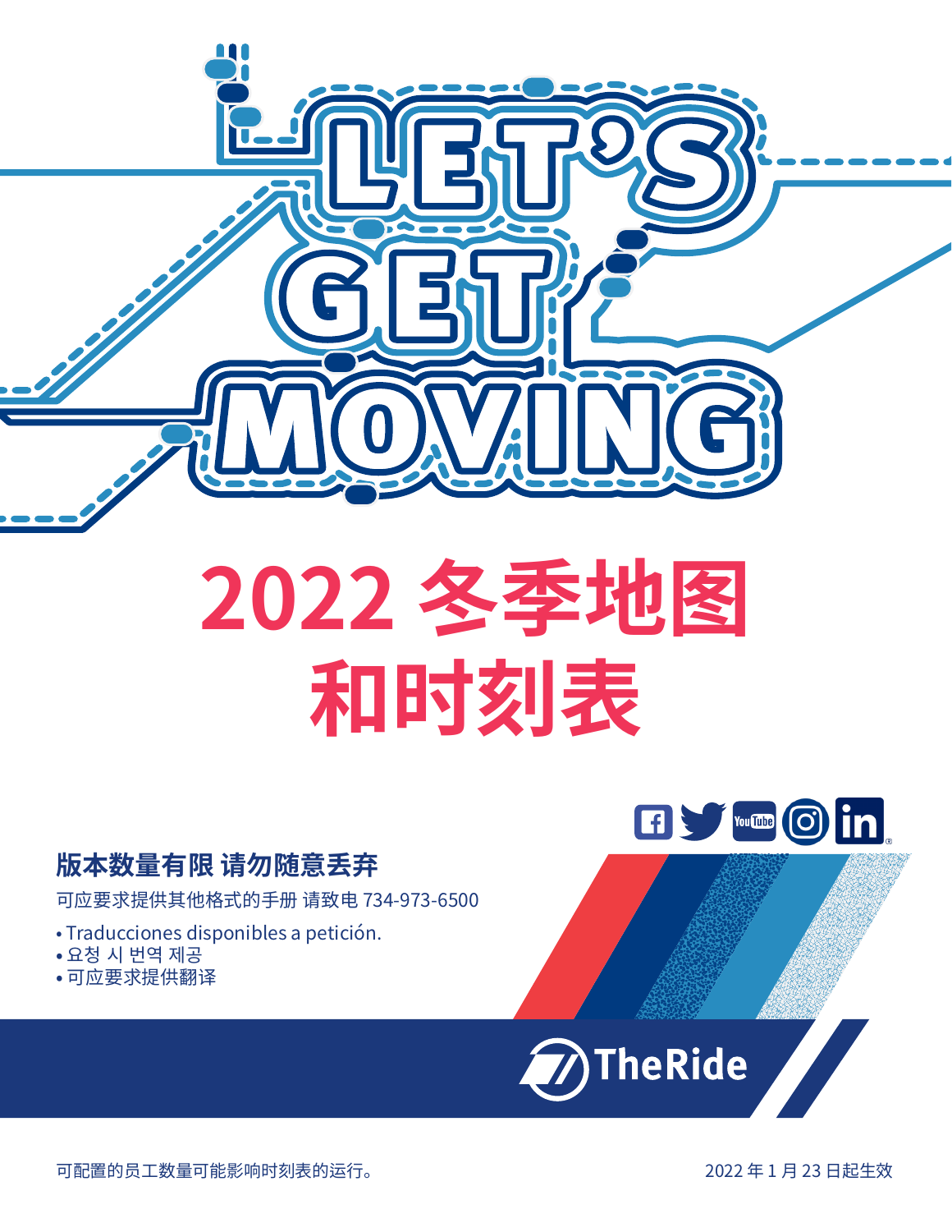# LET'S GET MOVING

# 2022 冬季地图和时刻表

**版本数量有限 请勿随意丢弃**

可应要求提供其他格式的手册 请致电 734-973-6500

- Traducciones disponibles a petición.
- 요청 시 번역 제공
- 可应要求提供翻译

TheRide

可配置的员工数量可能影响时刻表的运行。

2022 年 1 月 23 日起生效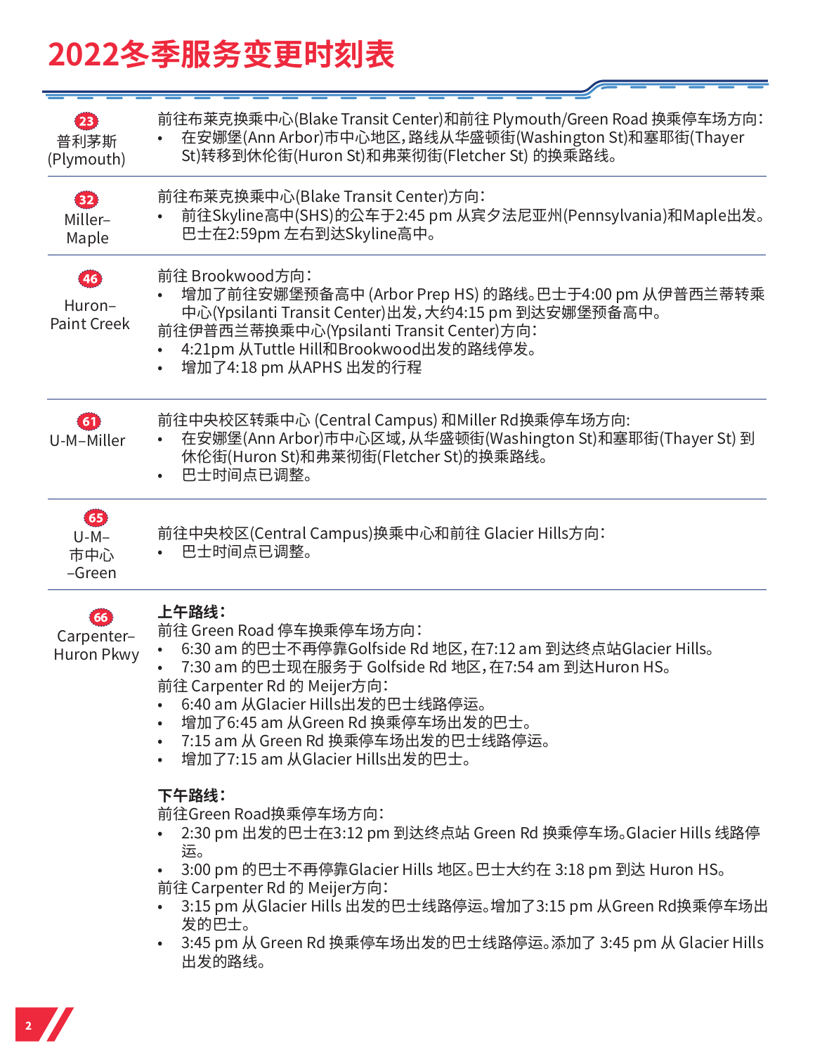# 2022冬季服务变更时刻表

| 路线 | 变更内容 |
|---|---|
| 23<br>普利茅斯(Plymouth) | 前往布莱克换乘中心(Blake Transit Center)和前往 Plymouth/Green Road 换乘停车场方向：<br>• 在安娜堡(Ann Arbor)市中心地区，路线从华盛顿街(Washington St)和塞耶街(Thayer St)转移到休伦街(Huron St)和弗莱彻街(Fletcher St) 的换乘路线。 |
| 32<br>Miller–Maple | 前往布莱克换乘中心(Blake Transit Center)方向：<br>• 前往Skyline高中(SHS)的公车于2:45 pm 从宾夕法尼亚州(Pennsylvania)和Maple出发。巴士在2:59pm 左右到达Skyline高中。 |
| 46<br>Huron–Paint Creek | 前往 Brookwood方向：<br>• 增加了前往安娜堡预备高中 (Arbor Prep HS) 的路线。巴士于4:00 pm 从伊普西兰蒂转乘中心(Ypsilanti Transit Center)出发，大约4:15 pm 到达安娜堡预备高中。<br>前往伊普西兰蒂换乘中心(Ypsilanti Transit Center)方向：<br>• 4:21pm 从Tuttle Hill和Brookwood出发的路线停发。<br>• 增加了4:18 pm 从APHS 出发的行程 |
| 61<br>U-M–Miller | 前往中央校区转乘中心 (Central Campus) 和Miller Rd换乘停车场方向:<br>• 在安娜堡(Ann Arbor)市中心区域，从华盛顿街(Washington St)和塞耶街(Thayer St) 到休伦街(Huron St)和弗莱彻街(Fletcher St)的换乘路线。<br>• 巴士时间点已调整。 |
| 65<br>U-M–市中心–Green | 前往中央校区(Central Campus)换乘中心和前往 Glacier Hills方向：<br>• 巴士时间点已调整。 |
| 66<br>Carpenter–Huron Pkwy | **上午路线：**<br>前往 Green Road 停车换乘停车场方向：<br>• 6:30 am 的巴士不再停靠Golfside Rd 地区，在7:12 am 到达终点站Glacier Hills。<br>• 7:30 am 的巴士现在服务于 Golfside Rd 地区，在7:54 am 到达Huron HS。<br>前往 Carpenter Rd 的 Meijer方向：<br>• 6:40 am 从Glacier Hills出发的巴士线路停运。<br>• 增加了6:45 am 从Green Rd 换乘停车场出发的巴士。<br>• 7:15 am 从 Green Rd 换乘停车场出发的巴士线路停运。<br>• 增加了7:15 am 从Glacier Hills出发的巴士。<br><br>**下午路线：**<br>前往Green Road换乘停车场方向：<br>• 2:30 pm 出发的巴士在3:12 pm 到达终点站 Green Rd 换乘停车场。Glacier Hills 线路停运。<br>• 3:00 pm 的巴士不再停靠Glacier Hills 地区。巴士大约在 3:18 pm 到达 Huron HS。<br>前往 Carpenter Rd 的 Meijer方向：<br>• 3:15 pm 从Glacier Hills 出发的巴士线路停运。增加了3:15 pm 从Green Rd换乘停车场出发的巴士。<br>• 3:45 pm 从 Green Rd 换乘停车场出发的巴士线路停运。添加了 3:45 pm 从 Glacier Hills 出发的路线。 |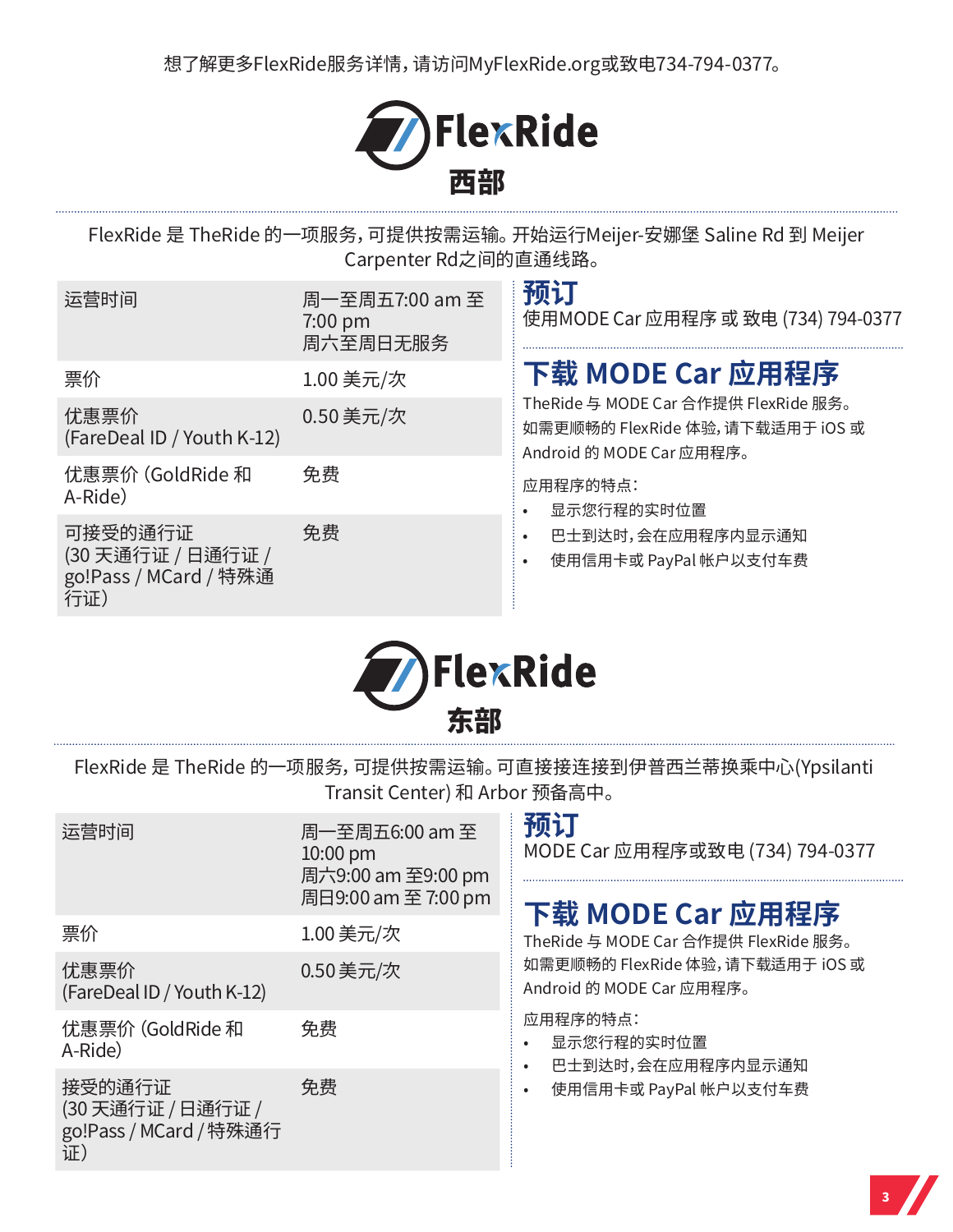想了解更多FlexRide服务详情，请访问MyFlexRide.org或致电734-794-0377。

# FlexRide 西部

FlexRide 是 TheRide 的一项服务，可提供按需运输。开始运行Meijer-安娜堡 Saline Rd 到 Meijer Carpenter Rd之间的直通线路。

| | |
|---|---|
| 运营时间 | 周一至周五7:00 am 至 7:00 pm<br>周六至周日无服务 |
| 票价 | 1.00 美元/次 |
| 优惠票价 (FareDeal ID / Youth K-12) | 0.50 美元/次 |
| 优惠票价 (GoldRide 和 A-Ride) | 免费 |
| 可接受的通行证 (30 天通行证 / 日通行证 / go!Pass / MCard / 特殊通行证) | 免费 |

## 预订

使用MODE Car 应用程序 或 致电 (734) 794-0377

## 下载 MODE Car 应用程序

TheRide 与 MODE Car 合作提供 FlexRide 服务。如需更顺畅的 FlexRide 体验，请下载适用于 iOS 或 Android 的 MODE Car 应用程序。

应用程序的特点：

- 显示您行程的实时位置
- 巴士到达时，会在应用程序内显示通知
- 使用信用卡或 PayPal 帐户以支付车费

# FlexRide 东部

FlexRide 是 TheRide 的一项服务，可提供按需运输。可直接接连接到伊普西兰蒂换乘中心(Ypsilanti Transit Center) 和 Arbor 预备高中。

| | |
|---|---|
| 运营时间 | 周一至周五6:00 am 至 10:00 pm<br>周六9:00 am 至9:00 pm<br>周日9:00 am 至 7:00 pm |
| 票价 | 1.00 美元/次 |
| 优惠票价 (FareDeal ID / Youth K-12) | 0.50 美元/次 |
| 优惠票价 (GoldRide 和 A-Ride) | 免费 |
| 接受的通行证 (30 天通行证 / 日通行证 / go!Pass / MCard / 特殊通行证) | 免费 |

## 预订

MODE Car 应用程序或致电 (734) 794-0377

## 下载 MODE Car 应用程序

TheRide 与 MODE Car 合作提供 FlexRide 服务。如需更顺畅的 FlexRide 体验，请下载适用于 iOS 或 Android 的 MODE Car 应用程序。

应用程序的特点：

- 显示您行程的实时位置
- 巴士到达时，会在应用程序内显示通知
- 使用信用卡或 PayPal 帐户以支付车费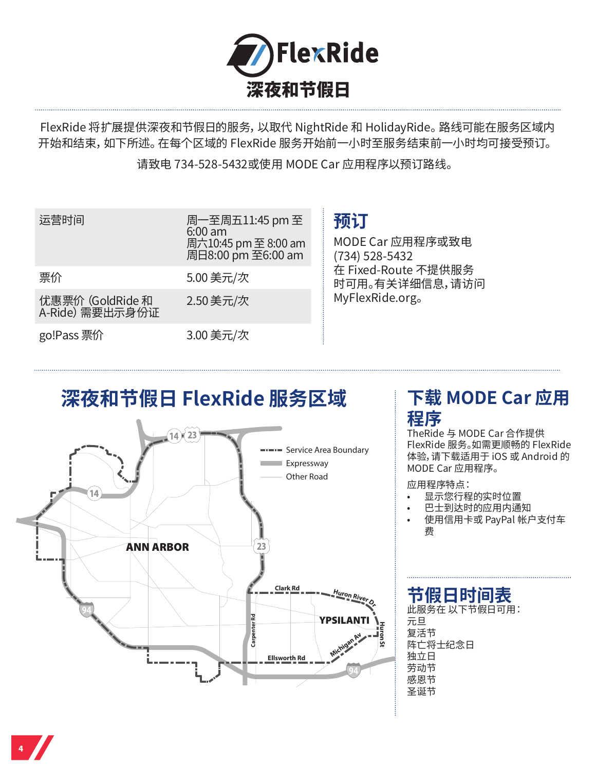# FlexRide

## 深夜和节假日

FlexRide 将扩展提供深夜和节假日的服务，以取代 NightRide 和 HolidayRide。路线可能在服务区域内开始和结束，如下所述。在每个区域的 FlexRide 服务开始前一小时至服务结束前一小时均可接受预订。

请致电 734-528-5432或使用 MODE Car 应用程序以预订路线。

| | |
|---|---|
| 运营时间 | 周一至周五11:45 pm 至 6:00 am<br>周六10:45 pm 至 8:00 am<br>周日8:00 pm 至6:00 am |
| 票价 | 5.00 美元/次 |
| 优惠票价 (GoldRide 和 A-Ride) 需要出示身份证 | 2.50 美元/次 |
| go!Pass 票价 | 3.00 美元/次 |

## 预订

MODE Car 应用程序或致电 (734) 528-5432
在 Fixed-Route 不提供服务时可用。有关详细信息，请访问 MyFlexRide.org。

## 深夜和节假日 FlexRide 服务区域

Service Area Boundary
Expressway
Other Road

ANN ARBOR
YPSILANTI
Clark Rd
Huron River Dr
Carpenter Rd
Ellsworth Rd
Michigan Av
Huron St
14 23 94

## 下载 MODE Car 应用程序

TheRide 与 MODE Car 合作提供 FlexRide 服务。如需更顺畅的 FlexRide 体验，请下载适用于 iOS 或 Android 的 MODE Car 应用程序。

应用程序特点：

- 显示您行程的实时位置
- 巴士到达时的应用内通知
- 使用信用卡或 PayPal 帐户支付车费

## 节假日时间表

此服务在 以下节假日可用：

元旦
复活节
阵亡将士纪念日
独立日
劳动节
感恩节
圣诞节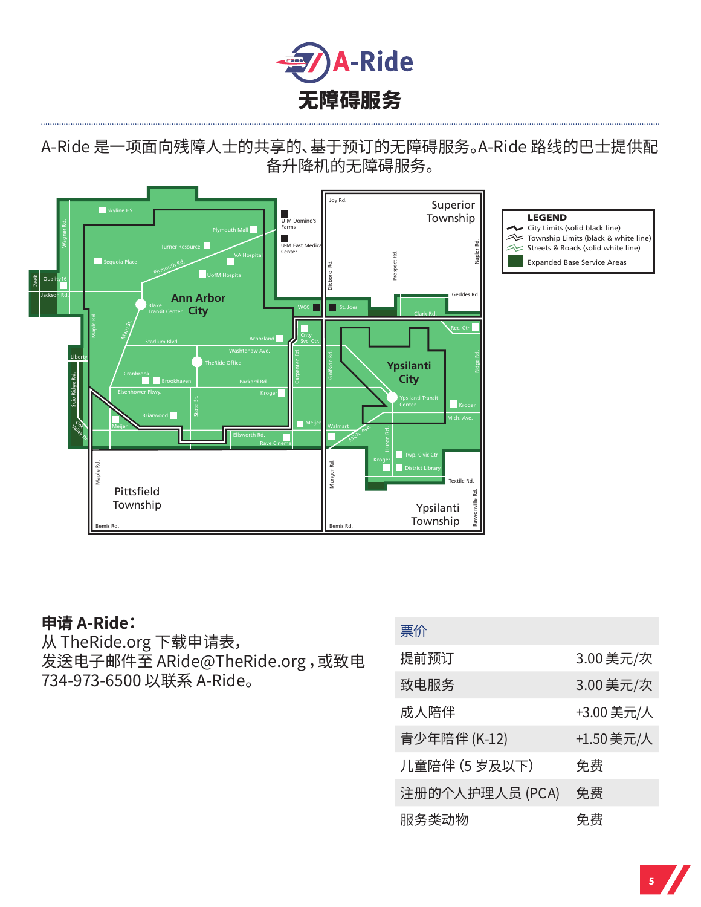# A-Ride

## 无障碍服务

A-Ride 是一项面向残障人士的共享的、基于预订的无障碍服务。A-Ride 路线的巴士提供配备升降机的无障碍服务。

**LEGEND**

- City Limits (solid black line)
- Township Limits (black & white line)
- Streets & Roads (solid white line)
- Expanded Base Service Areas

**申请 A-Ride：**
从 TheRide.org 下载申请表，
发送电子邮件至 ARide@TheRide.org，或致电 734-973-6500 以联系 A-Ride。

| 票价 | |
|---|---|
| 提前预订 | 3.00 美元/次 |
| 致电服务 | 3.00 美元/次 |
| 成人陪伴 | +3.00 美元/人 |
| 青少年陪伴 (K-12) | +1.50 美元/人 |
| 儿童陪伴 (5 岁及以下) | 免费 |
| 注册的个人护理人员 (PCA) | 免费 |
| 服务类动物 | 免费 |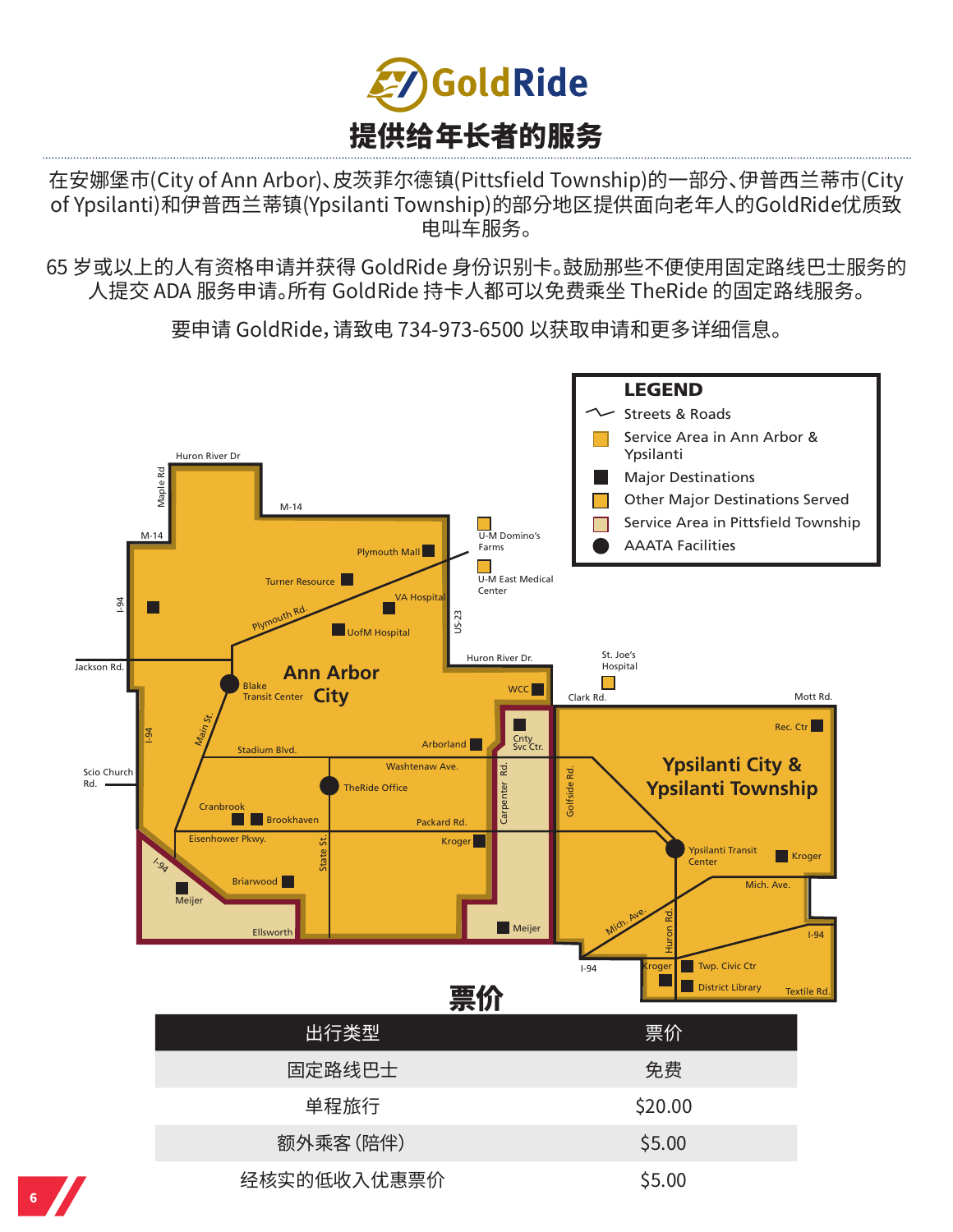# GoldRide

## 提供给年长者的服务

在安娜堡市(City of Ann Arbor)、皮茨菲尔德镇(Pittsfield Township)的一部分、伊普西兰蒂市(City of Ypsilanti)和伊普西兰蒂镇(Ypsilanti Township)的部分地区提供面向老年人的GoldRide优质致电叫车服务。

65 岁或以上的人有资格申请并获得 GoldRide 身份识别卡。鼓励那些不便使用固定路线巴士服务的人提交 ADA 服务申请。所有 GoldRide 持卡人都可以免费乘坐 TheRide 的固定路线服务。

要申请 GoldRide，请致电 734-973-6500 以获取申请和更多详细信息。

**LEGEND**

- Streets & Roads
- Service Area in Ann Arbor & Ypsilanti
- Major Destinations
- Other Major Destinations Served
- Service Area in Pittsfield Township
- AAATA Facilities

Huron River Dr, Maple Rd, M-14, I-94, Jackson Rd., Plymouth Mall, Turner Resource, VA Hospital, Plymouth Rd., UofM Hospital, U-M Domino's Farms, U-M East Medical Center, US-23, Huron River Dr., St. Joe's Hospital, Ann Arbor City, Blake Transit Center, WCC, Clark Rd., Mott Rd., Main St., Stadium Blvd., Arborland, Cnty Svc Ctr., Rec. Ctr, Scio Church Rd., Washtenaw Ave., TheRide Office, Carpenter Rd., Golfside Rd., Ypsilanti City & Ypsilanti Township, Cranbrook, Brookhaven, Packard Rd., Eisenhower Pkwy., State St., Kroger, Ypsilanti Transit Center, Kroger, I-94, Meijer, Briarwood, Mich. Ave., Ellsworth, Meijer, Huron Rd., I-94, Kroger, Twp. Civic Ctr, District Library, Textile Rd.

## 票价

| 出行类型 | 票价 |
|---|---|
| 固定路线巴士 | 免费 |
| 单程旅行 | $20.00 |
| 额外乘客 (陪伴) | $5.00 |
| 经核实的低收入优惠票价 | $5.00 |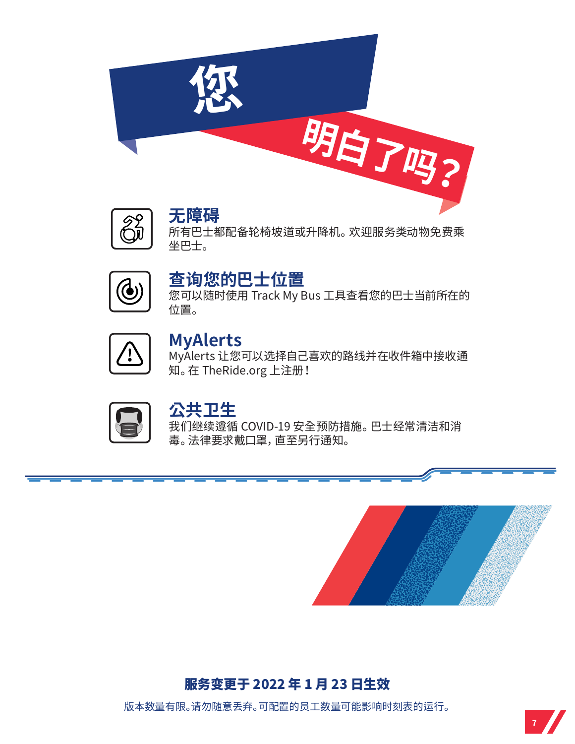# 您明白了吗？

## 无障碍
所有巴士都配备轮椅坡道或升降机。欢迎服务类动物免费乘坐巴士。

## 查询您的巴士位置
您可以随时使用 Track My Bus 工具查看您的巴士当前所在的位置。

## MyAlerts
MyAlerts 让您可以选择自己喜欢的路线并在收件箱中接收通知。在 TheRide.org 上注册！

## 公共卫生
我们继续遵循 COVID-19 安全预防措施。巴士经常清洁和消毒。法律要求戴口罩，直至另行通知。

**服务变更于 2022 年 1 月 23 日生效**

版本数量有限。请勿随意丢弃。可配置的员工数量可能影响时刻表的运行。